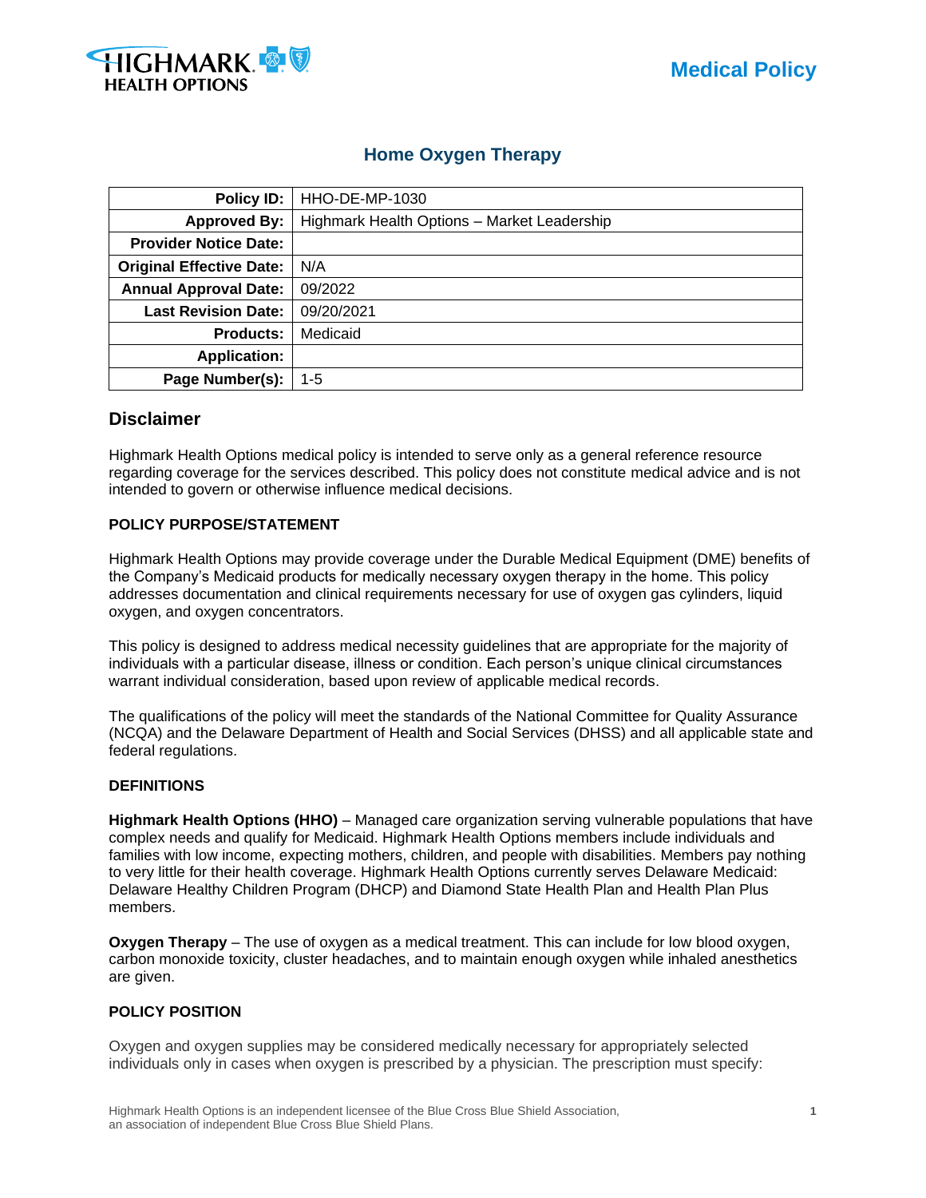# Home Oxygen Therapy

| | |
|---|---|
| **Policy ID:** | HHO-DE-MP-1030 |
| **Approved By:** | Highmark Health Options – Market Leadership |
| **Provider Notice Date:** | |
| **Original Effective Date:** | N/A |
| **Annual Approval Date:** | 09/2022 |
| **Last Revision Date:** | 09/20/2021 |
| **Products:** | Medicaid |
| **Application:** | |
| **Page Number(s):** | 1-5 |

## Disclaimer

Highmark Health Options medical policy is intended to serve only as a general reference resource regarding coverage for the services described. This policy does not constitute medical advice and is not intended to govern or otherwise influence medical decisions.

### POLICY PURPOSE/STATEMENT

Highmark Health Options may provide coverage under the Durable Medical Equipment (DME) benefits of the Company's Medicaid products for medically necessary oxygen therapy in the home. This policy addresses documentation and clinical requirements necessary for use of oxygen gas cylinders, liquid oxygen, and oxygen concentrators.

This policy is designed to address medical necessity guidelines that are appropriate for the majority of individuals with a particular disease, illness or condition. Each person's unique clinical circumstances warrant individual consideration, based upon review of applicable medical records.

The qualifications of the policy will meet the standards of the National Committee for Quality Assurance (NCQA) and the Delaware Department of Health and Social Services (DHSS) and all applicable state and federal regulations.

### DEFINITIONS

**Highmark Health Options (HHO)** – Managed care organization serving vulnerable populations that have complex needs and qualify for Medicaid. Highmark Health Options members include individuals and families with low income, expecting mothers, children, and people with disabilities. Members pay nothing to very little for their health coverage. Highmark Health Options currently serves Delaware Medicaid: Delaware Healthy Children Program (DHCP) and Diamond State Health Plan and Health Plan Plus members.

**Oxygen Therapy** – The use of oxygen as a medical treatment. This can include for low blood oxygen, carbon monoxide toxicity, cluster headaches, and to maintain enough oxygen while inhaled anesthetics are given.

### POLICY POSITION

Oxygen and oxygen supplies may be considered medically necessary for appropriately selected individuals only in cases when oxygen is prescribed by a physician. The prescription must specify: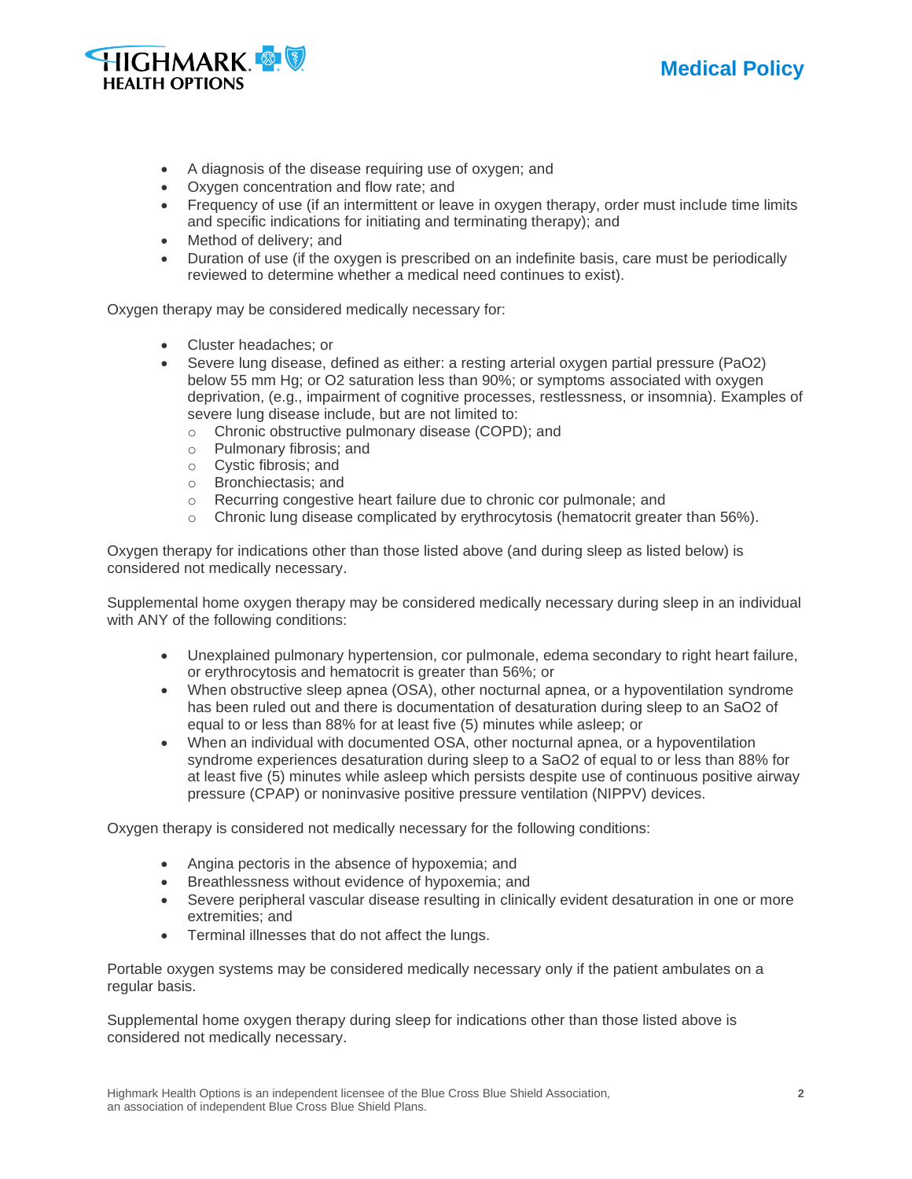- A diagnosis of the disease requiring use of oxygen; and
- Oxygen concentration and flow rate; and
- Frequency of use (if an intermittent or leave in oxygen therapy, order must include time limits and specific indications for initiating and terminating therapy); and
- Method of delivery; and
- Duration of use (if the oxygen is prescribed on an indefinite basis, care must be periodically reviewed to determine whether a medical need continues to exist).

Oxygen therapy may be considered medically necessary for:

- Cluster headaches; or
- Severe lung disease, defined as either: a resting arterial oxygen partial pressure ($PaO_2$) below 55 mm Hg; or $O_2$ saturation less than 90%; or symptoms associated with oxygen deprivation, (e.g., impairment of cognitive processes, restlessness, or insomnia). Examples of severe lung disease include, but are not limited to:
  - Chronic obstructive pulmonary disease (COPD); and
  - Pulmonary fibrosis; and
  - Cystic fibrosis; and
  - Bronchiectasis; and
  - Recurring congestive heart failure due to chronic cor pulmonale; and
  - Chronic lung disease complicated by erythrocytosis (hematocrit greater than 56%).

Oxygen therapy for indications other than those listed above (and during sleep as listed below) is considered not medically necessary.

Supplemental home oxygen therapy may be considered medically necessary during sleep in an individual with ANY of the following conditions:

- Unexplained pulmonary hypertension, cor pulmonale, edema secondary to right heart failure, or erythrocytosis and hematocrit is greater than 56%; or
- When obstructive sleep apnea (OSA), other nocturnal apnea, or a hypoventilation syndrome has been ruled out and there is documentation of desaturation during sleep to an $SaO_2$ of equal to or less than 88% for at least five (5) minutes while asleep; or
- When an individual with documented OSA, other nocturnal apnea, or a hypoventilation syndrome experiences desaturation during sleep to a $SaO_2$ of equal to or less than 88% for at least five (5) minutes while asleep which persists despite use of continuous positive airway pressure (CPAP) or noninvasive positive pressure ventilation (NIPPV) devices.

Oxygen therapy is considered not medically necessary for the following conditions:

- Angina pectoris in the absence of hypoxemia; and
- Breathlessness without evidence of hypoxemia; and
- Severe peripheral vascular disease resulting in clinically evident desaturation in one or more extremities; and
- Terminal illnesses that do not affect the lungs.

Portable oxygen systems may be considered medically necessary only if the patient ambulates on a regular basis.

Supplemental home oxygen therapy during sleep for indications other than those listed above is considered not medically necessary.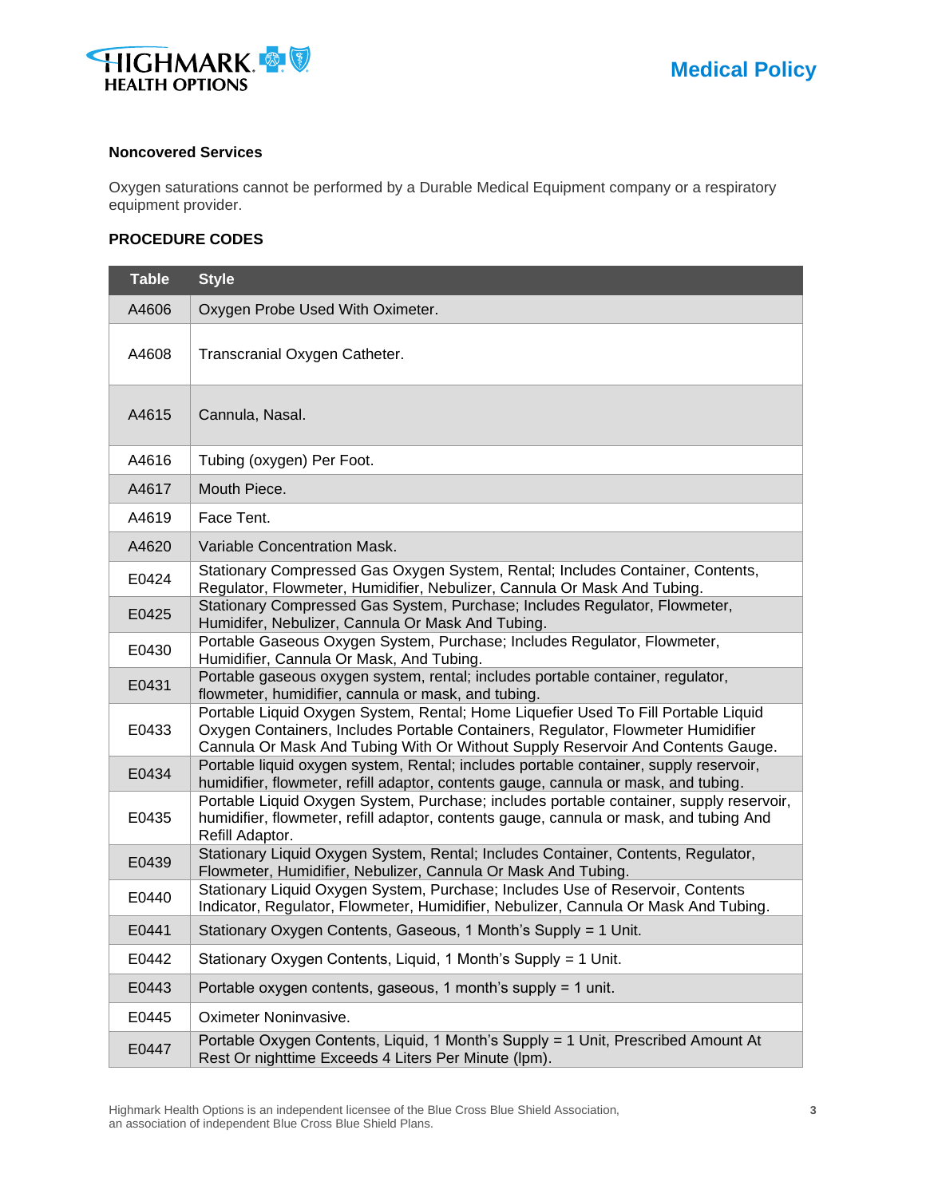### Noncovered Services

Oxygen saturations cannot be performed by a Durable Medical Equipment company or a respiratory equipment provider.

### PROCEDURE CODES

| Table | Style |
|---|---|
| A4606 | Oxygen Probe Used With Oximeter. |
| A4608 | Transcranial Oxygen Catheter. |
| A4615 | Cannula, Nasal. |
| A4616 | Tubing (oxygen) Per Foot. |
| A4617 | Mouth Piece. |
| A4619 | Face Tent. |
| A4620 | Variable Concentration Mask. |
| E0424 | Stationary Compressed Gas Oxygen System, Rental; Includes Container, Contents, Regulator, Flowmeter, Humidifier, Nebulizer, Cannula Or Mask And Tubing. |
| E0425 | Stationary Compressed Gas System, Purchase; Includes Regulator, Flowmeter, Humidifer, Nebulizer, Cannula Or Mask And Tubing. |
| E0430 | Portable Gaseous Oxygen System, Purchase; Includes Regulator, Flowmeter, Humidifier, Cannula Or Mask, And Tubing. |
| E0431 | Portable gaseous oxygen system, rental; includes portable container, regulator, flowmeter, humidifier, cannula or mask, and tubing. |
| E0433 | Portable Liquid Oxygen System, Rental; Home Liquefier Used To Fill Portable Liquid Oxygen Containers, Includes Portable Containers, Regulator, Flowmeter Humidifier Cannula Or Mask And Tubing With Or Without Supply Reservoir And Contents Gauge. |
| E0434 | Portable liquid oxygen system, Rental; includes portable container, supply reservoir, humidifier, flowmeter, refill adaptor, contents gauge, cannula or mask, and tubing. |
| E0435 | Portable Liquid Oxygen System, Purchase; includes portable container, supply reservoir, humidifier, flowmeter, refill adaptor, contents gauge, cannula or mask, and tubing And Refill Adaptor. |
| E0439 | Stationary Liquid Oxygen System, Rental; Includes Container, Contents, Regulator, Flowmeter, Humidifier, Nebulizer, Cannula Or Mask And Tubing. |
| E0440 | Stationary Liquid Oxygen System, Purchase; Includes Use of Reservoir, Contents Indicator, Regulator, Flowmeter, Humidifier, Nebulizer, Cannula Or Mask And Tubing. |
| E0441 | Stationary Oxygen Contents, Gaseous, 1 Month's Supply = 1 Unit. |
| E0442 | Stationary Oxygen Contents, Liquid, 1 Month's Supply = 1 Unit. |
| E0443 | Portable oxygen contents, gaseous, 1 month's supply = 1 unit. |
| E0445 | Oximeter Noninvasive. |
| E0447 | Portable Oxygen Contents, Liquid, 1 Month's Supply = 1 Unit, Prescribed Amount At Rest Or nighttime Exceeds 4 Liters Per Minute (lpm). |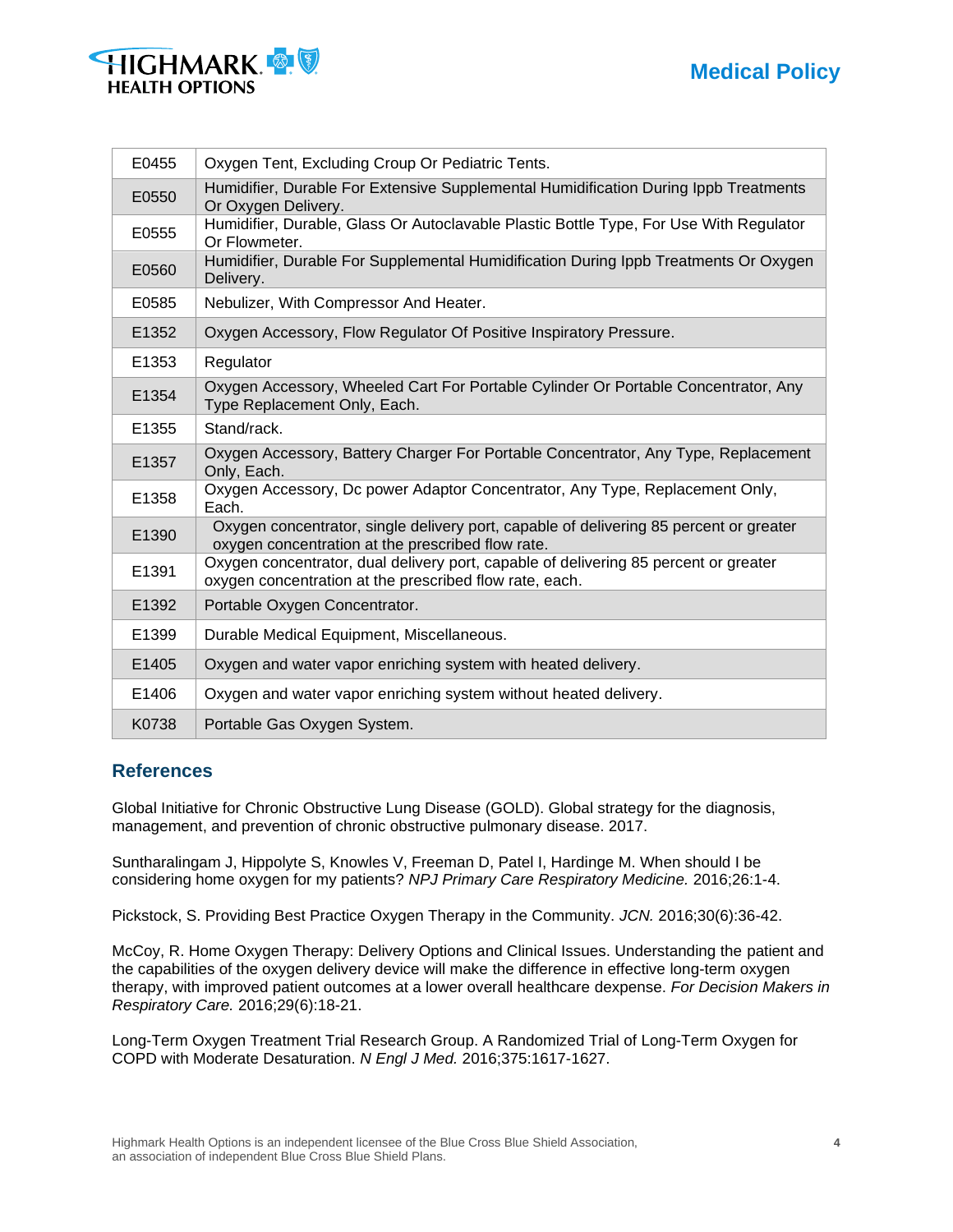| E0455 | Oxygen Tent, Excluding Croup Or Pediatric Tents. |
|---|---|
| E0550 | Humidifier, Durable For Extensive Supplemental Humidification During Ippb Treatments Or Oxygen Delivery. |
| E0555 | Humidifier, Durable, Glass Or Autoclavable Plastic Bottle Type, For Use With Regulator Or Flowmeter. |
| E0560 | Humidifier, Durable For Supplemental Humidification During Ippb Treatments Or Oxygen Delivery. |
| E0585 | Nebulizer, With Compressor And Heater. |
| E1352 | Oxygen Accessory, Flow Regulator Of Positive Inspiratory Pressure. |
| E1353 | Regulator |
| E1354 | Oxygen Accessory, Wheeled Cart For Portable Cylinder Or Portable Concentrator, Any Type Replacement Only, Each. |
| E1355 | Stand/rack. |
| E1357 | Oxygen Accessory, Battery Charger For Portable Concentrator, Any Type, Replacement Only, Each. |
| E1358 | Oxygen Accessory, Dc power Adaptor Concentrator, Any Type, Replacement Only, Each. |
| E1390 | Oxygen concentrator, single delivery port, capable of delivering 85 percent or greater oxygen concentration at the prescribed flow rate. |
| E1391 | Oxygen concentrator, dual delivery port, capable of delivering 85 percent or greater oxygen concentration at the prescribed flow rate, each. |
| E1392 | Portable Oxygen Concentrator. |
| E1399 | Durable Medical Equipment, Miscellaneous. |
| E1405 | Oxygen and water vapor enriching system with heated delivery. |
| E1406 | Oxygen and water vapor enriching system without heated delivery. |
| K0738 | Portable Gas Oxygen System. |

## References

Global Initiative for Chronic Obstructive Lung Disease (GOLD). Global strategy for the diagnosis, management, and prevention of chronic obstructive pulmonary disease. 2017.

Suntharalingam J, Hippolyte S, Knowles V, Freeman D, Patel I, Hardinge M. When should I be considering home oxygen for my patients? *NPJ Primary Care Respiratory Medicine.* 2016;26:1-4.

Pickstock, S. Providing Best Practice Oxygen Therapy in the Community. *JCN.* 2016;30(6):36-42.

McCoy, R. Home Oxygen Therapy: Delivery Options and Clinical Issues. Understanding the patient and the capabilities of the oxygen delivery device will make the difference in effective long-term oxygen therapy, with improved patient outcomes at a lower overall healthcare dexpense. *For Decision Makers in Respiratory Care.* 2016;29(6):18-21.

Long-Term Oxygen Treatment Trial Research Group. A Randomized Trial of Long-Term Oxygen for COPD with Moderate Desaturation. *N Engl J Med.* 2016;375:1617-1627.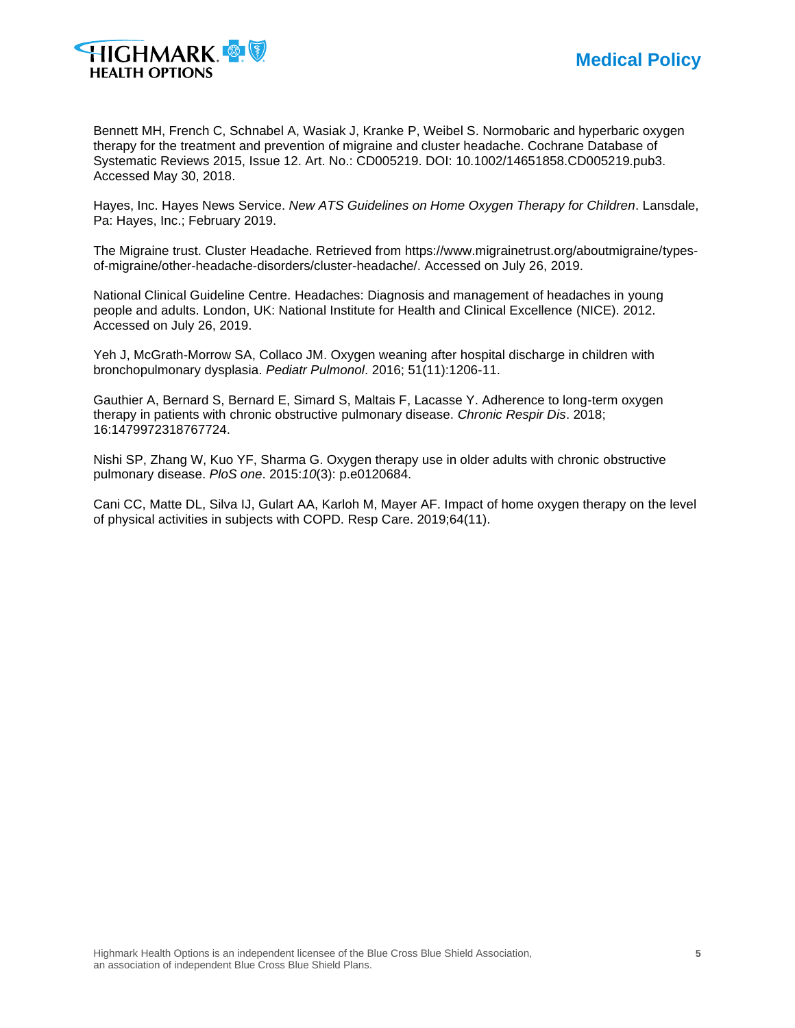Bennett MH, French C, Schnabel A, Wasiak J, Kranke P, Weibel S. Normobaric and hyperbaric oxygen therapy for the treatment and prevention of migraine and cluster headache. Cochrane Database of Systematic Reviews 2015, Issue 12. Art. No.: CD005219. DOI: 10.1002/14651858.CD005219.pub3. Accessed May 30, 2018.

Hayes, Inc. Hayes News Service. *New ATS Guidelines on Home Oxygen Therapy for Children*. Lansdale, Pa: Hayes, Inc.; February 2019.

The Migraine trust. Cluster Headache. Retrieved from https://www.migrainetrust.org/aboutmigraine/types-of-migraine/other-headache-disorders/cluster-headache/. Accessed on July 26, 2019.

National Clinical Guideline Centre. Headaches: Diagnosis and management of headaches in young people and adults. London, UK: National Institute for Health and Clinical Excellence (NICE). 2012. Accessed on July 26, 2019.

Yeh J, McGrath-Morrow SA, Collaco JM. Oxygen weaning after hospital discharge in children with bronchopulmonary dysplasia. *Pediatr Pulmonol*. 2016; 51(11):1206-11.

Gauthier A, Bernard S, Bernard E, Simard S, Maltais F, Lacasse Y. Adherence to long-term oxygen therapy in patients with chronic obstructive pulmonary disease. *Chronic Respir Dis*. 2018; 16:1479972318767724.

Nishi SP, Zhang W, Kuo YF, Sharma G. Oxygen therapy use in older adults with chronic obstructive pulmonary disease. *PloS one*. 2015:*10*(3): p.e0120684.

Cani CC, Matte DL, Silva IJ, Gulart AA, Karloh M, Mayer AF. Impact of home oxygen therapy on the level of physical activities in subjects with COPD. Resp Care. 2019;64(11).